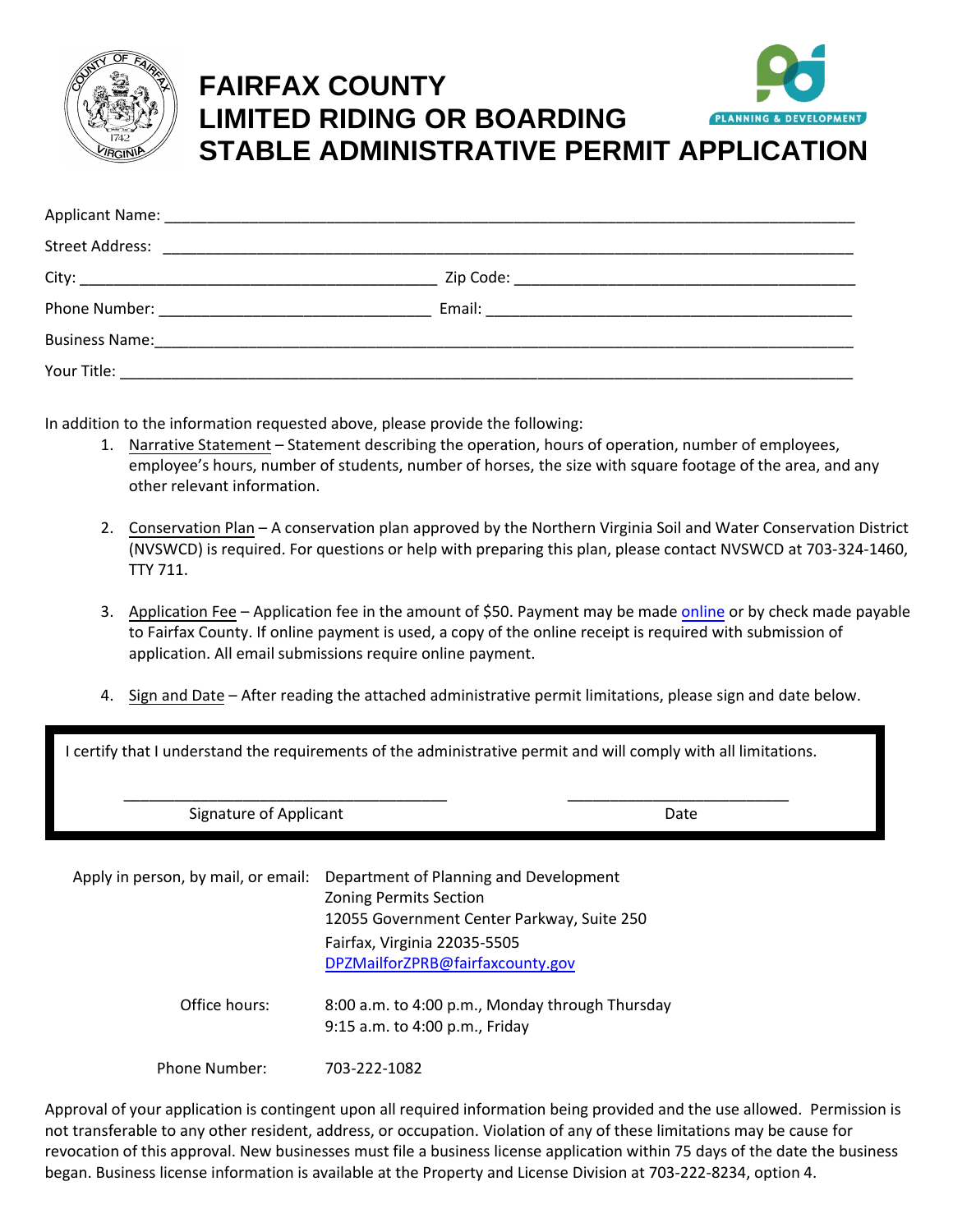# FAIRFAX COUNTY LIMITED RIDING OR BOARDING STABLE ADMINISTRATIVE PERMIT APPLICATION

Applicant Name: ____________________________________________

Street Address: ____________________________________________

City: ______________________ Zip Code: ______________________

Phone Number: ______________________ Email: ______________________

Business Name: ____________________________________________

Your Title: ____________________________________________

In addition to the information requested above, please provide the following:

1. Narrative Statement – Statement describing the operation, hours of operation, number of employees, employee's hours, number of students, number of horses, the size with square footage of the area, and any other relevant information.

2. Conservation Plan – A conservation plan approved by the Northern Virginia Soil and Water Conservation District (NVSWCD) is required. For questions or help with preparing this plan, please contact NVSWCD at 703-324-1460, TTY 711.

3. Application Fee – Application fee in the amount of $50. Payment may be made online or by check made payable to Fairfax County. If online payment is used, a copy of the online receipt is required with submission of application. All email submissions require online payment.

4. Sign and Date – After reading the attached administrative permit limitations, please sign and date below.

I certify that I understand the requirements of the administrative permit and will comply with all limitations.

______________________________ ______________________

Signature of Applicant Date

| | |
|---|---|
| Apply in person, by mail, or email: | Department of Planning and Development<br>Zoning Permits Section<br>12055 Government Center Parkway, Suite 250<br>Fairfax, Virginia 22035-5505<br>DPZMailforZPRB@fairfaxcounty.gov |
| Office hours: | 8:00 a.m. to 4:00 p.m., Monday through Thursday<br>9:15 a.m. to 4:00 p.m., Friday |
| Phone Number: | 703-222-1082 |

Approval of your application is contingent upon all required information being provided and the use allowed. Permission is not transferable to any other resident, address, or occupation. Violation of any of these limitations may be cause for revocation of this approval. New businesses must file a business license application within 75 days of the date the business began. Business license information is available at the Property and License Division at 703-222-8234, option 4.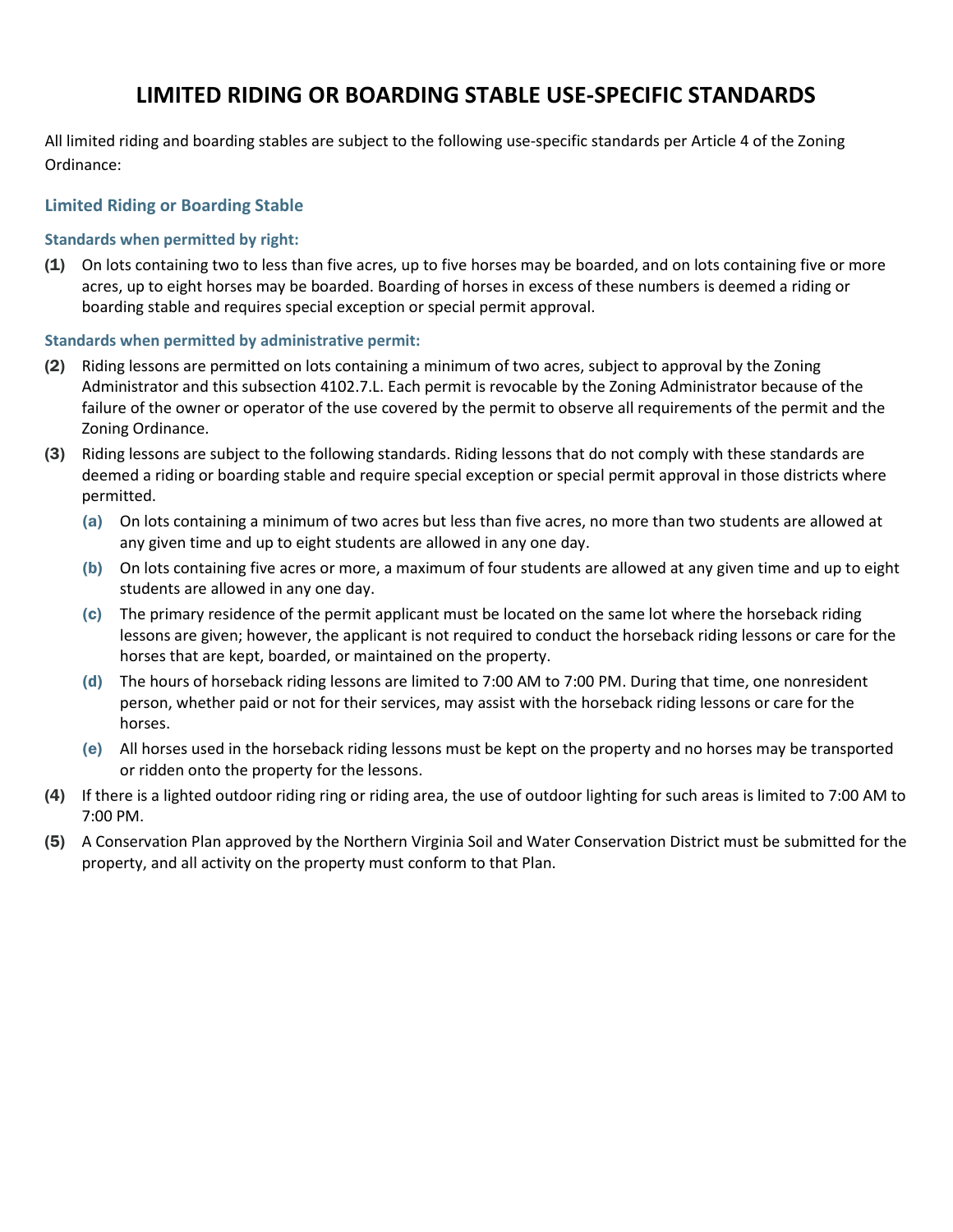# LIMITED RIDING OR BOARDING STABLE USE-SPECIFIC STANDARDS

All limited riding and boarding stables are subject to the following use-specific standards per Article 4 of the Zoning Ordinance:

## Limited Riding or Boarding Stable

### Standards when permitted by right:

**(1)** On lots containing two to less than five acres, up to five horses may be boarded, and on lots containing five or more acres, up to eight horses may be boarded. Boarding of horses in excess of these numbers is deemed a riding or boarding stable and requires special exception or special permit approval.

### Standards when permitted by administrative permit:

**(2)** Riding lessons are permitted on lots containing a minimum of two acres, subject to approval by the Zoning Administrator and this subsection 4102.7.L. Each permit is revocable by the Zoning Administrator because of the failure of the owner or operator of the use covered by the permit to observe all requirements of the permit and the Zoning Ordinance.

**(3)** Riding lessons are subject to the following standards. Riding lessons that do not comply with these standards are deemed a riding or boarding stable and require special exception or special permit approval in those districts where permitted.

- **(a)** On lots containing a minimum of two acres but less than five acres, no more than two students are allowed at any given time and up to eight students are allowed in any one day.
- **(b)** On lots containing five acres or more, a maximum of four students are allowed at any given time and up to eight students are allowed in any one day.
- **(c)** The primary residence of the permit applicant must be located on the same lot where the horseback riding lessons are given; however, the applicant is not required to conduct the horseback riding lessons or care for the horses that are kept, boarded, or maintained on the property.
- **(d)** The hours of horseback riding lessons are limited to 7:00 AM to 7:00 PM. During that time, one nonresident person, whether paid or not for their services, may assist with the horseback riding lessons or care for the horses.
- **(e)** All horses used in the horseback riding lessons must be kept on the property and no horses may be transported or ridden onto the property for the lessons.

**(4)** If there is a lighted outdoor riding ring or riding area, the use of outdoor lighting for such areas is limited to 7:00 AM to 7:00 PM.

**(5)** A Conservation Plan approved by the Northern Virginia Soil and Water Conservation District must be submitted for the property, and all activity on the property must conform to that Plan.